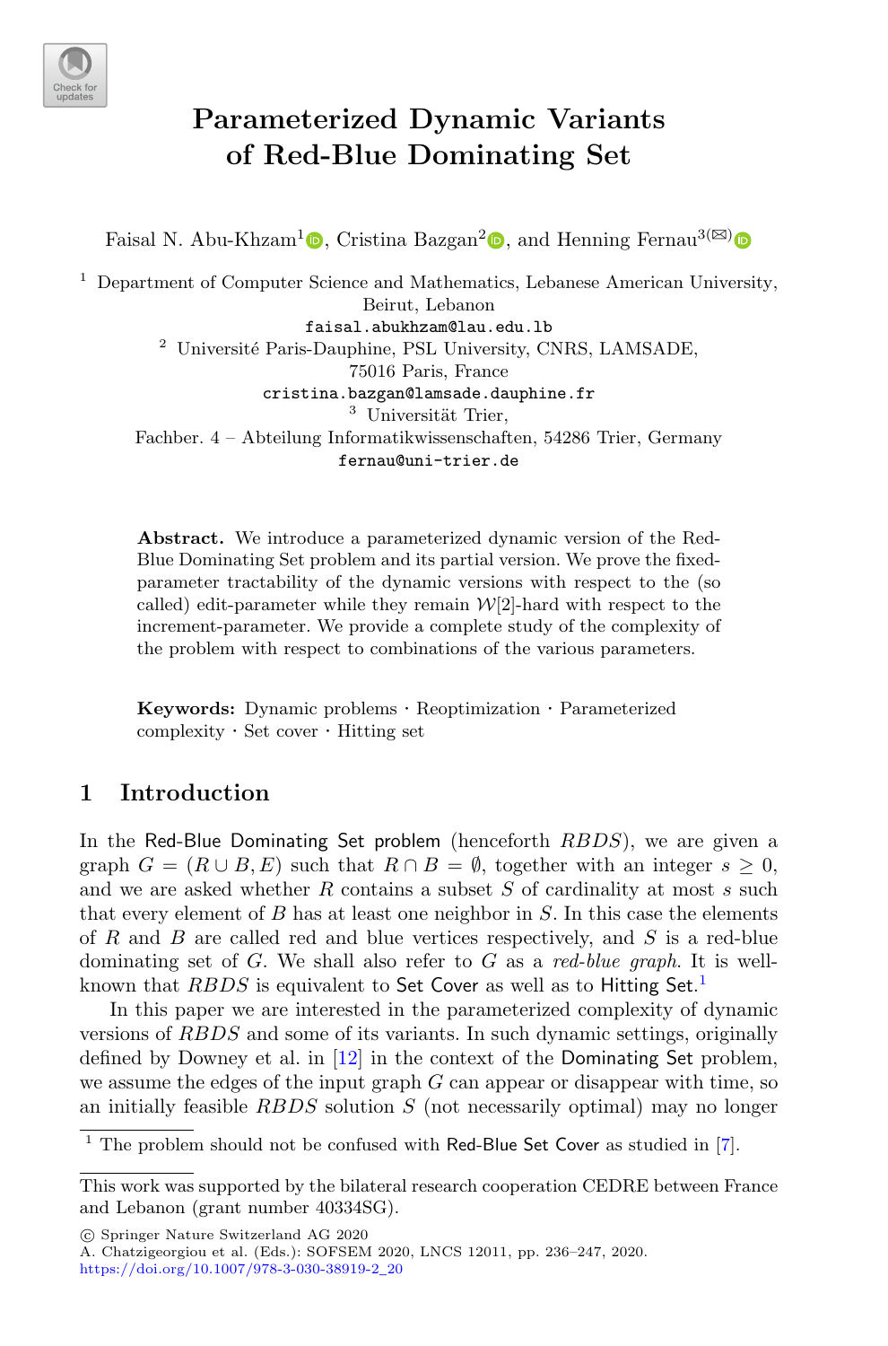# Parameterized Dynamic Variants of Red-Blue Dominating Set

Faisal N. Abu-Khzam[1], Cristina Bazgan[2], and Henning Fernau[3](✉)

[1] Department of Computer Science and Mathematics, Lebanese American University, Beirut, Lebanon
faisal.abukhzam@lau.edu.lb

[2] Université Paris-Dauphine, PSL University, CNRS, LAMSADE, 75016 Paris, France
cristina.bazgan@lamsade.dauphine.fr

[3] Universität Trier, Fachber. 4 – Abteilung Informatikwissenschaften, 54286 Trier, Germany
fernau@uni-trier.de

**Abstract.** We introduce a parameterized dynamic version of the Red-Blue Dominating Set problem and its partial version. We prove the fixed-parameter tractability of the dynamic versions with respect to the (so called) edit-parameter while they remain $\mathcal{W}[2]$-hard with respect to the increment-parameter. We provide a complete study of the complexity of the problem with respect to combinations of the various parameters.

**Keywords:** Dynamic problems · Reoptimization · Parameterized complexity · Set cover · Hitting set

## 1 Introduction

In the Red-Blue Dominating Set problem (henceforth *RBDS*), we are given a graph $G = (R \cup B, E)$ such that $R \cap B = \emptyset$, together with an integer $s \geq 0$, and we are asked whether $R$ contains a subset $S$ of cardinality at most $s$ such that every element of $B$ has at least one neighbor in $S$. In this case the elements of $R$ and $B$ are called red and blue vertices respectively, and $S$ is a red-blue dominating set of $G$. We shall also refer to $G$ as a *red-blue graph*. It is well-known that *RBDS* is equivalent to Set Cover as well as to Hitting Set.[1]

In this paper we are interested in the parameterized complexity of dynamic versions of *RBDS* and some of its variants. In such dynamic settings, originally defined by Downey et al. in [12] in the context of the Dominating Set problem, we assume the edges of the input graph $G$ can appear or disappear with time, so an initially feasible *RBDS* solution $S$ (not necessarily optimal) may no longer

[1] The problem should not be confused with Red-Blue Set Cover as studied in [7].

This work was supported by the bilateral research cooperation CEDRE between France and Lebanon (grant number 40334SG).

© Springer Nature Switzerland AG 2020
A. Chatzigeorgiou et al. (Eds.): SOFSEM 2020, LNCS 12011, pp. 236–247, 2020.
https://doi.org/10.1007/978-3-030-38919-2_20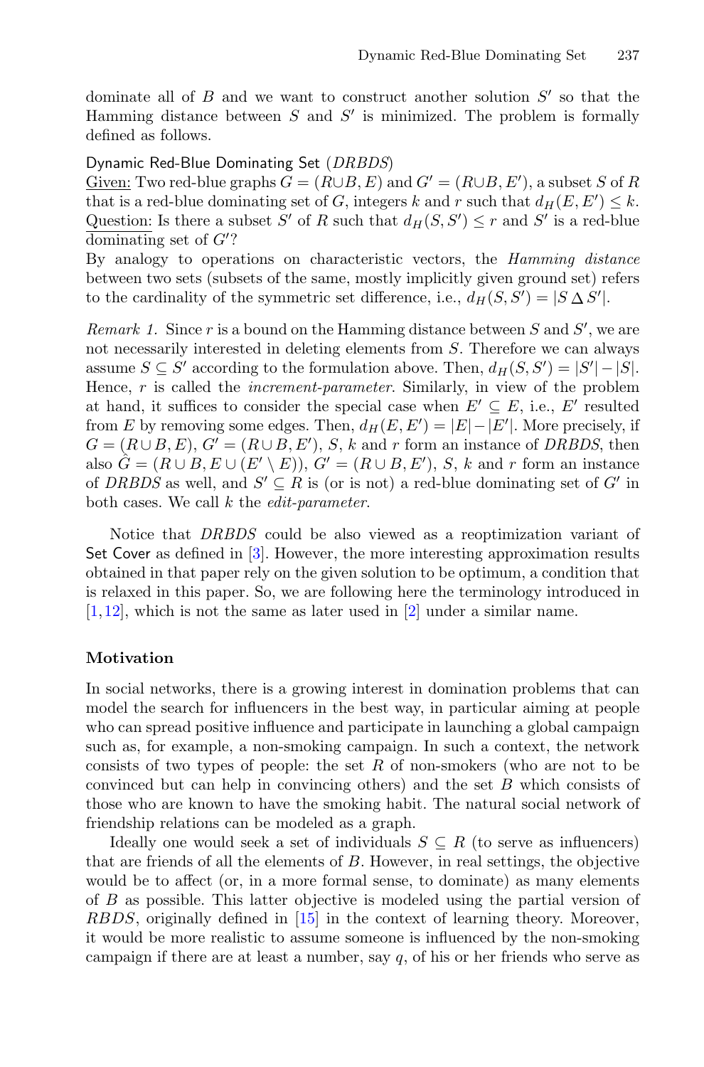dominate all of $B$ and we want to construct another solution $S'$ so that the Hamming distance between $S$ and $S'$ is minimized. The problem is formally defined as follows.

Dynamic Red-Blue Dominating Set (*DRBDS*)
Given: Two red-blue graphs $G = (R \cup B, E)$ and $G' = (R \cup B, E')$, a subset $S$ of $R$ that is a red-blue dominating set of $G$, integers $k$ and $r$ such that $d_H(E, E') \leq k$.
Question: Is there a subset $S'$ of $R$ such that $d_H(S, S') \leq r$ and $S'$ is a red-blue dominating set of $G'$?
By analogy to operations on characteristic vectors, the *Hamming distance* between two sets (subsets of the same, mostly implicitly given ground set) refers to the cardinality of the symmetric set difference, i.e., $d_H(S, S') = |S \,\Delta\, S'|$.

*Remark 1.* Since $r$ is a bound on the Hamming distance between $S$ and $S'$, we are not necessarily interested in deleting elements from $S$. Therefore we can always assume $S \subseteq S'$ according to the formulation above. Then, $d_H(S, S') = |S'| - |S|$. Hence, $r$ is called the *increment-parameter*. Similarly, in view of the problem at hand, it suffices to consider the special case when $E' \subseteq E$, i.e., $E'$ resulted from $E$ by removing some edges. Then, $d_H(E, E') = |E| - |E'|$. More precisely, if $G = (R \cup B, E)$, $G' = (R \cup B, E')$, $S$, $k$ and $r$ form an instance of *DRBDS*, then also $\hat{G} = (R \cup B, E \cup (E' \setminus E))$, $G' = (R \cup B, E')$, $S$, $k$ and $r$ form an instance of *DRBDS* as well, and $S' \subseteq R$ is (or is not) a red-blue dominating set of $G'$ in both cases. We call $k$ the *edit-parameter*.

Notice that *DRBDS* could be also viewed as a reoptimization variant of Set Cover as defined in [3]. However, the more interesting approximation results obtained in that paper rely on the given solution to be optimum, a condition that is relaxed in this paper. So, we are following here the terminology introduced in [1,12], which is not the same as later used in [2] under a similar name.

**Motivation**

In social networks, there is a growing interest in domination problems that can model the search for influencers in the best way, in particular aiming at people who can spread positive influence and participate in launching a global campaign such as, for example, a non-smoking campaign. In such a context, the network consists of two types of people: the set $R$ of non-smokers (who are not to be convinced but can help in convincing others) and the set $B$ which consists of those who are known to have the smoking habit. The natural social network of friendship relations can be modeled as a graph.

Ideally one would seek a set of individuals $S \subseteq R$ (to serve as influencers) that are friends of all the elements of $B$. However, in real settings, the objective would be to affect (or, in a more formal sense, to dominate) as many elements of $B$ as possible. This latter objective is modeled using the partial version of *RBDS*, originally defined in [15] in the context of learning theory. Moreover, it would be more realistic to assume someone is influenced by the non-smoking campaign if there are at least a number, say $q$, of his or her friends who serve as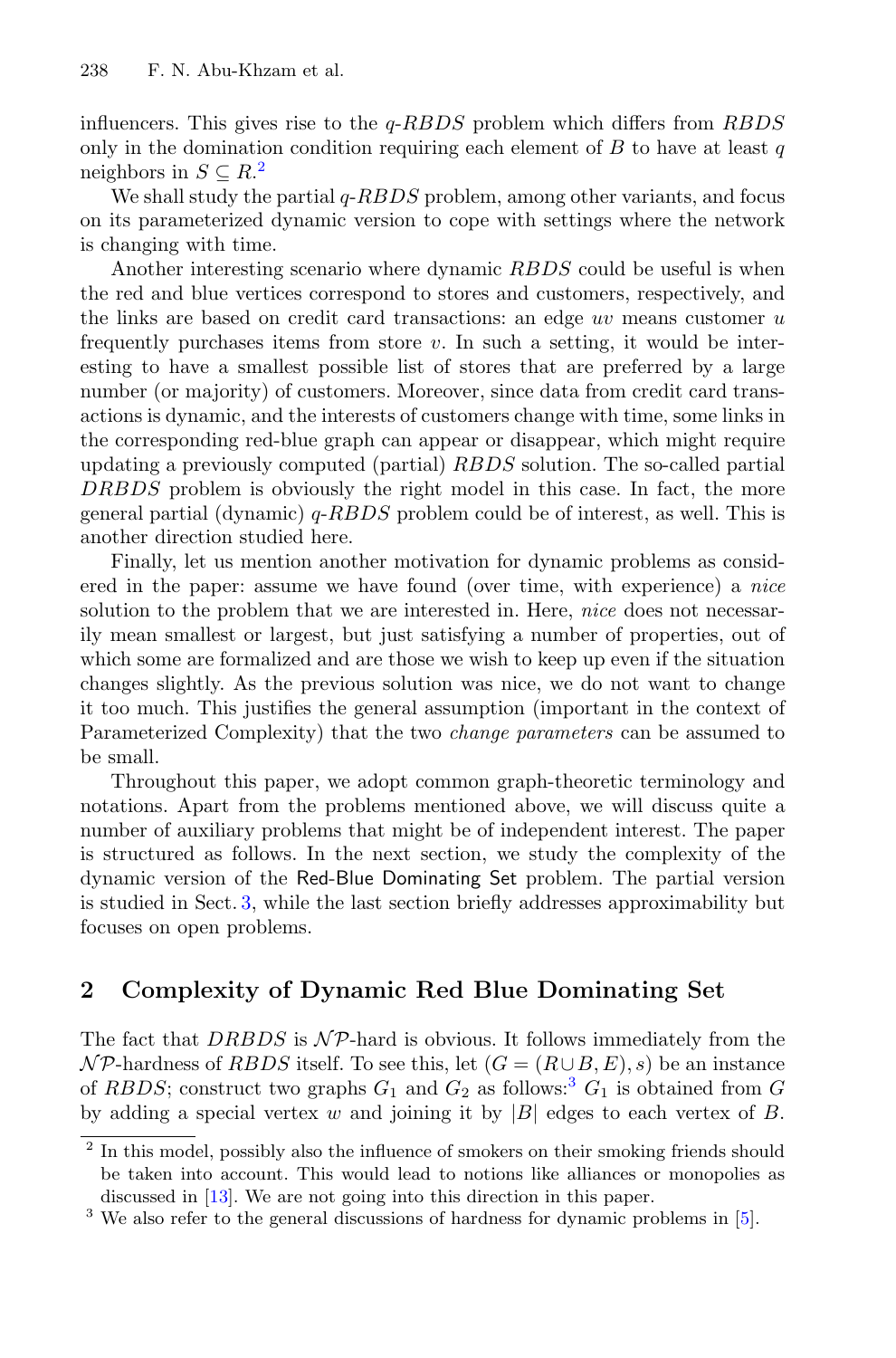influencers. This gives rise to the *q-RBDS* problem which differs from *RBDS* only in the domination condition requiring each element of $B$ to have at least $q$ neighbors in $S \subseteq R$.[2]

We shall study the partial *q-RBDS* problem, among other variants, and focus on its parameterized dynamic version to cope with settings where the network is changing with time.

Another interesting scenario where dynamic *RBDS* could be useful is when the red and blue vertices correspond to stores and customers, respectively, and the links are based on credit card transactions: an edge $uv$ means customer $u$ frequently purchases items from store $v$. In such a setting, it would be interesting to have a smallest possible list of stores that are preferred by a large number (or majority) of customers. Moreover, since data from credit card transactions is dynamic, and the interests of customers change with time, some links in the corresponding red-blue graph can appear or disappear, which might require updating a previously computed (partial) *RBDS* solution. The so-called partial *DRBDS* problem is obviously the right model in this case. In fact, the more general partial (dynamic) *q-RBDS* problem could be of interest, as well. This is another direction studied here.

Finally, let us mention another motivation for dynamic problems as considered in the paper: assume we have found (over time, with experience) a *nice* solution to the problem that we are interested in. Here, *nice* does not necessarily mean smallest or largest, but just satisfying a number of properties, out of which some are formalized and are those we wish to keep up even if the situation changes slightly. As the previous solution was nice, we do not want to change it too much. This justifies the general assumption (important in the context of Parameterized Complexity) that the two *change parameters* can be assumed to be small.

Throughout this paper, we adopt common graph-theoretic terminology and notations. Apart from the problems mentioned above, we will discuss quite a number of auxiliary problems that might be of independent interest. The paper is structured as follows. In the next section, we study the complexity of the dynamic version of the Red-Blue Dominating Set problem. The partial version is studied in Sect. 3, while the last section briefly addresses approximability but focuses on open problems.

## 2 Complexity of Dynamic Red Blue Dominating Set

The fact that *DRBDS* is $\mathcal{NP}$-hard is obvious. It follows immediately from the $\mathcal{NP}$-hardness of *RBDS* itself. To see this, let $(G = (R \cup B, E), s)$ be an instance of *RBDS*; construct two graphs $G_1$ and $G_2$ as follows:[3] $G_1$ is obtained from $G$ by adding a special vertex $w$ and joining it by $|B|$ edges to each vertex of $B$.

---

[2] In this model, possibly also the influence of smokers on their smoking friends should be taken into account. This would lead to notions like alliances or monopolies as discussed in [13]. We are not going into this direction in this paper.

[3] We also refer to the general discussions of hardness for dynamic problems in [5].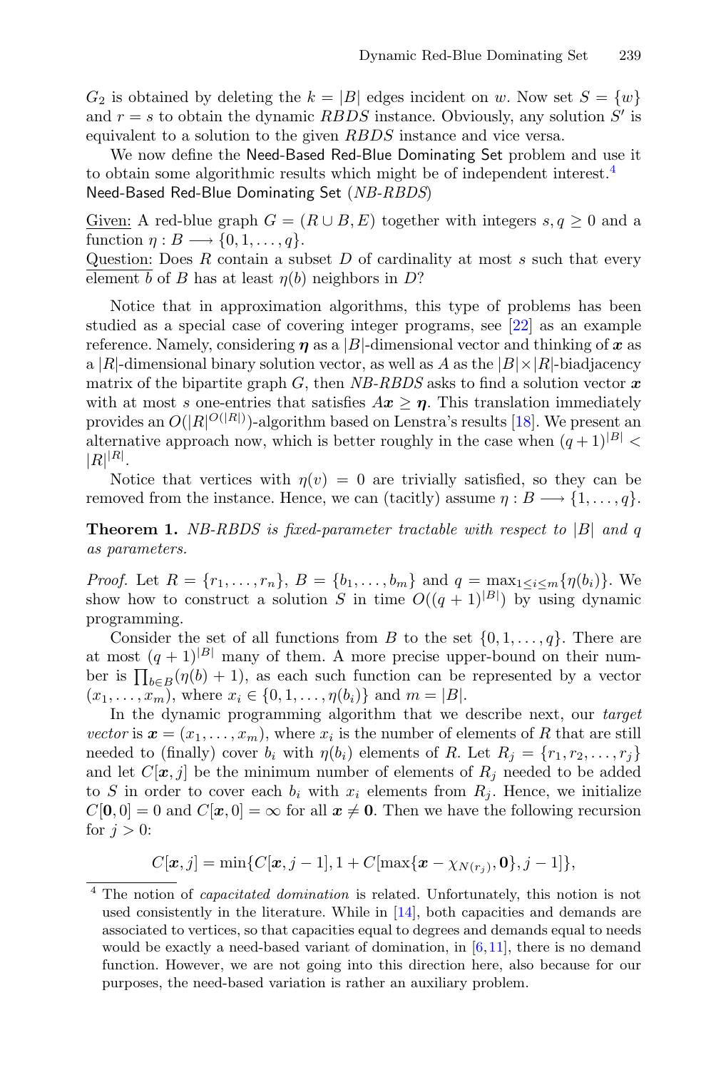$G_2$ is obtained by deleting the $k = |B|$ edges incident on $w$. Now set $S = \{w\}$ and $r = s$ to obtain the dynamic *RBDS* instance. Obviously, any solution $S'$ is equivalent to a solution to the given *RBDS* instance and vice versa.

We now define the Need-Based Red-Blue Dominating Set problem and use it to obtain some algorithmic results which might be of independent interest.[4]

Need-Based Red-Blue Dominating Set (*NB-RBDS*)

Given: A red-blue graph $G = (R \cup B, E)$ together with integers $s, q \geq 0$ and a function $\eta : B \longrightarrow \{0, 1, \ldots, q\}$.

Question: Does $R$ contain a subset $D$ of cardinality at most $s$ such that every element $b$ of $B$ has at least $\eta(b)$ neighbors in $D$?

Notice that in approximation algorithms, this type of problems has been studied as a special case of covering integer programs, see [22] as an example reference. Namely, considering $\boldsymbol{\eta}$ as a $|B|$-dimensional vector and thinking of $\boldsymbol{x}$ as a $|R|$-dimensional binary solution vector, as well as $A$ as the $|B|\times|R|$-biadjacency matrix of the bipartite graph $G$, then *NB-RBDS* asks to find a solution vector $\boldsymbol{x}$ with at most $s$ one-entries that satisfies $A\boldsymbol{x} \geq \boldsymbol{\eta}$. This translation immediately provides an $O(|R|^{O(|R|)})$-algorithm based on Lenstra's results [18]. We present an alternative approach now, which is better roughly in the case when $(q+1)^{|B|} < |R|^{|R|}$.

Notice that vertices with $\eta(v) = 0$ are trivially satisfied, so they can be removed from the instance. Hence, we can (tacitly) assume $\eta : B \longrightarrow \{1, \ldots, q\}$.

**Theorem 1.** *NB-RBDS is fixed-parameter tractable with respect to $|B|$ and $q$ as parameters.*

*Proof.* Let $R = \{r_1, \ldots, r_n\}$, $B = \{b_1, \ldots, b_m\}$ and $q = \max_{1 \leq i \leq m}\{\eta(b_i)\}$. We show how to construct a solution $S$ in time $O((q+1)^{|B|})$ by using dynamic programming.

Consider the set of all functions from $B$ to the set $\{0, 1, \ldots, q\}$. There are at most $(q+1)^{|B|}$ many of them. A more precise upper-bound on their number is $\prod_{b \in B}(\eta(b) + 1)$, as each such function can be represented by a vector $(x_1, \ldots, x_m)$, where $x_i \in \{0, 1, \ldots, \eta(b_i)\}$ and $m = |B|$.

In the dynamic programming algorithm that we describe next, our *target vector* is $\boldsymbol{x} = (x_1, \ldots, x_m)$, where $x_i$ is the number of elements of $R$ that are still needed to (finally) cover $b_i$ with $\eta(b_i)$ elements of $R$. Let $R_j = \{r_1, r_2, \ldots, r_j\}$ and let $C[\boldsymbol{x}, j]$ be the minimum number of elements of $R_j$ needed to be added to $S$ in order to cover each $b_i$ with $x_i$ elements from $R_j$. Hence, we initialize $C[\boldsymbol{0}, 0] = 0$ and $C[\boldsymbol{x}, 0] = \infty$ for all $\boldsymbol{x} \neq \boldsymbol{0}$. Then we have the following recursion for $j > 0$:

$$C[\boldsymbol{x}, j] = \min\{C[\boldsymbol{x}, j-1], 1 + C[\max\{\boldsymbol{x} - \chi_{N(r_j)}, \boldsymbol{0}\}, j-1]\},$$

[4] The notion of *capacitated domination* is related. Unfortunately, this notion is not used consistently in the literature. While in [14], both capacities and demands are associated to vertices, so that capacities equal to degrees and demands equal to needs would be exactly a need-based variant of domination, in [6,11], there is no demand function. However, we are not going into this direction here, also because for our purposes, the need-based variation is rather an auxiliary problem.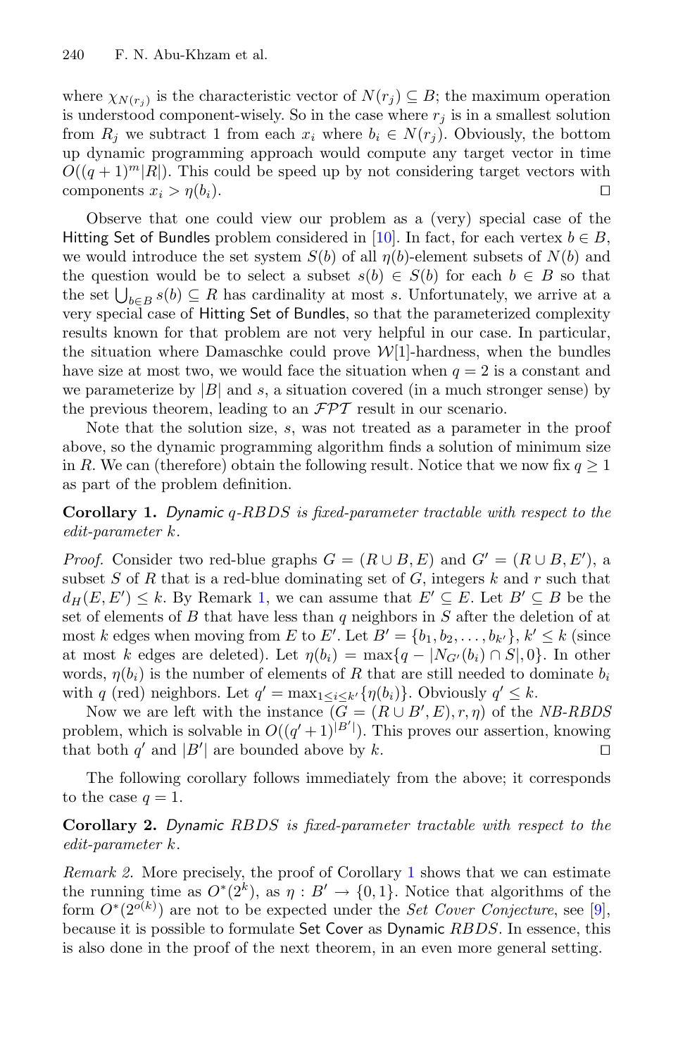where $\chi_{N(r_j)}$ is the characteristic vector of $N(r_j) \subseteq B$; the maximum operation is understood component-wisely. So in the case where $r_j$ is in a smallest solution from $R_j$ we subtract 1 from each $x_i$ where $b_i \in N(r_j)$. Obviously, the bottom up dynamic programming approach would compute any target vector in time $O((q+1)^m |R|)$. This could be speed up by not considering target vectors with components $x_i > \eta(b_i)$. ◻

Observe that one could view our problem as a (very) special case of the Hitting Set of Bundles problem considered in [10]. In fact, for each vertex $b \in B$, we would introduce the set system $S(b)$ of all $\eta(b)$-element subsets of $N(b)$ and the question would be to select a subset $s(b) \in S(b)$ for each $b \in B$ so that the set $\bigcup_{b \in B} s(b) \subseteq R$ has cardinality at most $s$. Unfortunately, we arrive at a very special case of Hitting Set of Bundles, so that the parameterized complexity results known for that problem are not very helpful in our case. In particular, the situation where Damaschke could prove $\mathcal{W}[1]$-hardness, when the bundles have size at most two, we would face the situation when $q = 2$ is a constant and we parameterize by $|B|$ and $s$, a situation covered (in a much stronger sense) by the previous theorem, leading to an $\mathcal{FPT}$ result in our scenario.

Note that the solution size, $s$, was not treated as a parameter in the proof above, so the dynamic programming algorithm finds a solution of minimum size in $R$. We can (therefore) obtain the following result. Notice that we now fix $q \geq 1$ as part of the problem definition.

**Corollary 1.** *Dynamic q-RBDS is fixed-parameter tractable with respect to the edit-parameter k.*

*Proof.* Consider two red-blue graphs $G = (R \cup B, E)$ and $G' = (R \cup B, E')$, a subset $S$ of $R$ that is a red-blue dominating set of $G$, integers $k$ and $r$ such that $d_H(E, E') \leq k$. By Remark 1, we can assume that $E' \subseteq E$. Let $B' \subseteq B$ be the set of elements of $B$ that have less than $q$ neighbors in $S$ after the deletion of at most $k$ edges when moving from $E$ to $E'$. Let $B' = \{b_1, b_2, \ldots, b_{k'}\}$, $k' \leq k$ (since at most $k$ edges are deleted). Let $\eta(b_i) = \max\{q - |N_{G'}(b_i) \cap S|, 0\}$. In other words, $\eta(b_i)$ is the number of elements of $R$ that are still needed to dominate $b_i$ with $q$ (red) neighbors. Let $q' = \max_{1 \leq i \leq k'}\{\eta(b_i)\}$. Obviously $q' \leq k$.

Now we are left with the instance $(G = (R \cup B', E), r, \eta)$ of the *NB-RBDS* problem, which is solvable in $O((q'+1)^{|B'|})$. This proves our assertion, knowing that both $q'$ and $|B'|$ are bounded above by $k$. ◻

The following corollary follows immediately from the above; it corresponds to the case $q = 1$.

**Corollary 2.** *Dynamic RBDS is fixed-parameter tractable with respect to the edit-parameter k.*

*Remark 2.* More precisely, the proof of Corollary 1 shows that we can estimate the running time as $O^*(2^k)$, as $\eta : B' \to \{0, 1\}$. Notice that algorithms of the form $O^*(2^{o(k)})$ are not to be expected under the *Set Cover Conjecture*, see [9], because it is possible to formulate Set Cover as Dynamic *RBDS*. In essence, this is also done in the proof of the next theorem, in an even more general setting.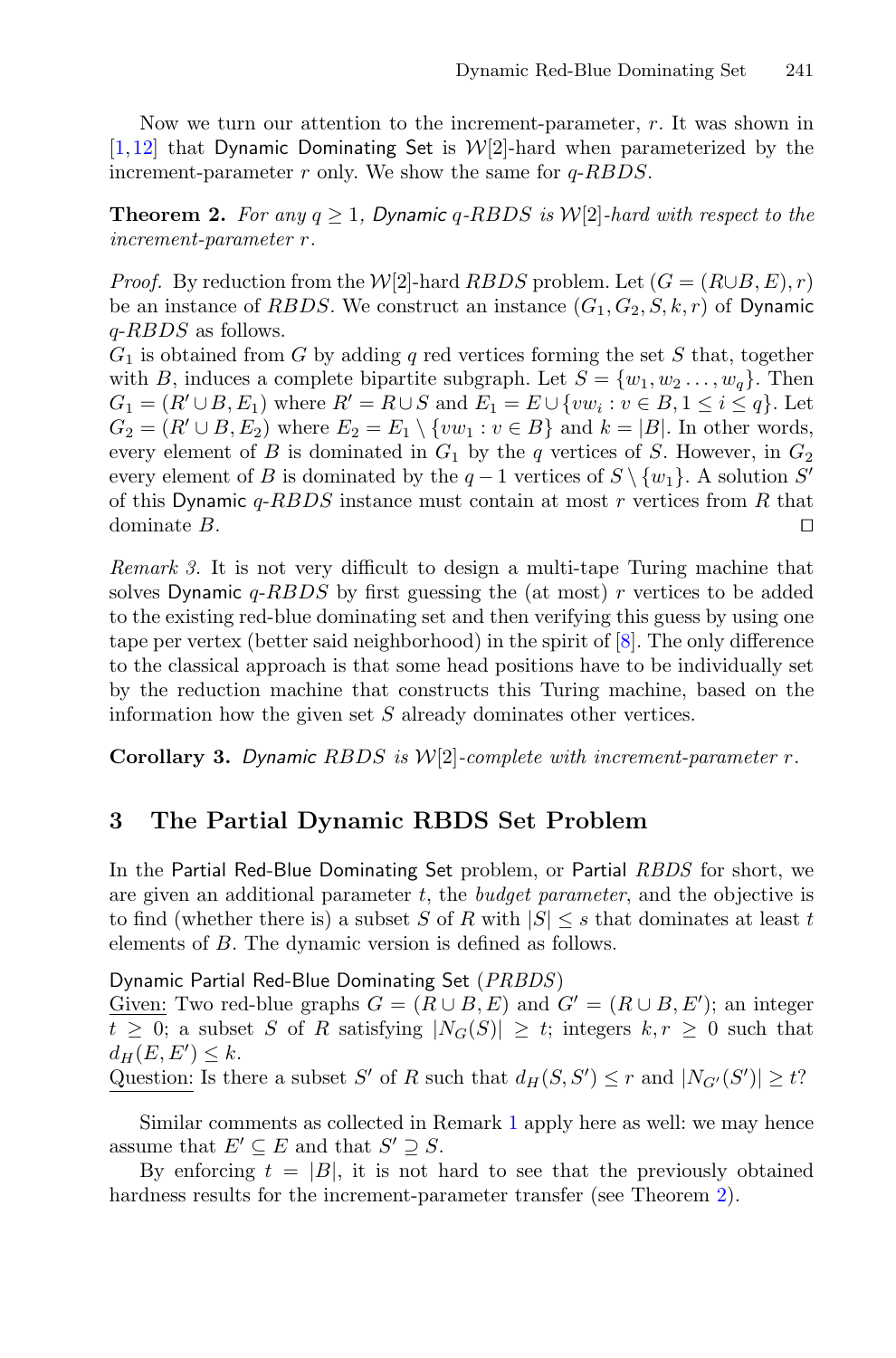Now we turn our attention to the increment-parameter, $r$. It was shown in [1,12] that Dynamic Dominating Set is $\mathcal{W}[2]$-hard when parameterized by the increment-parameter $r$ only. We show the same for $q$-*RBDS*.

**Theorem 2.** *For any $q \geq 1$, Dynamic $q$-RBDS is $\mathcal{W}[2]$-hard with respect to the increment-parameter $r$.*

*Proof.* By reduction from the $\mathcal{W}[2]$-hard *RBDS* problem. Let $(G = (R \cup B, E), r)$ be an instance of *RBDS*. We construct an instance $(G_1, G_2, S, k, r)$ of Dynamic $q$-*RBDS* as follows.
$G_1$ is obtained from $G$ by adding $q$ red vertices forming the set $S$ that, together with $B$, induces a complete bipartite subgraph. Let $S = \{w_1, w_2 \ldots, w_q\}$. Then $G_1 = (R' \cup B, E_1)$ where $R' = R \cup S$ and $E_1 = E \cup \{vw_i : v \in B, 1 \leq i \leq q\}$. Let $G_2 = (R' \cup B, E_2)$ where $E_2 = E_1 \setminus \{vw_1 : v \in B\}$ and $k = |B|$. In other words, every element of $B$ is dominated in $G_1$ by the $q$ vertices of $S$. However, in $G_2$ every element of $B$ is dominated by the $q-1$ vertices of $S \setminus \{w_1\}$. A solution $S'$ of this Dynamic $q$-*RBDS* instance must contain at most $r$ vertices from $R$ that dominate $B$. ◻

*Remark 3.* It is not very difficult to design a multi-tape Turing machine that solves Dynamic $q$-*RBDS* by first guessing the (at most) $r$ vertices to be added to the existing red-blue dominating set and then verifying this guess by using one tape per vertex (better said neighborhood) in the spirit of [8]. The only difference to the classical approach is that some head positions have to be individually set by the reduction machine that constructs this Turing machine, based on the information how the given set $S$ already dominates other vertices.

**Corollary 3.** *Dynamic RBDS is $\mathcal{W}[2]$-complete with increment-parameter $r$.*

## 3 The Partial Dynamic RBDS Set Problem

In the Partial Red-Blue Dominating Set problem, or Partial *RBDS* for short, we are given an additional parameter $t$, the *budget parameter*, and the objective is to find (whether there is) a subset $S$ of $R$ with $|S| \leq s$ that dominates at least $t$ elements of $B$. The dynamic version is defined as follows.

Dynamic Partial Red-Blue Dominating Set (*PRBDS*)
Given: Two red-blue graphs $G = (R \cup B, E)$ and $G' = (R \cup B, E')$; an integer $t \geq 0$; a subset $S$ of $R$ satisfying $|N_G(S)| \geq t$; integers $k, r \geq 0$ such that $d_H(E, E') \leq k$.
Question: Is there a subset $S'$ of $R$ such that $d_H(S, S') \leq r$ and $|N_{G'}(S')| \geq t$?

Similar comments as collected in Remark 1 apply here as well: we may hence assume that $E' \subseteq E$ and that $S' \supseteq S$.

By enforcing $t = |B|$, it is not hard to see that the previously obtained hardness results for the increment-parameter transfer (see Theorem 2).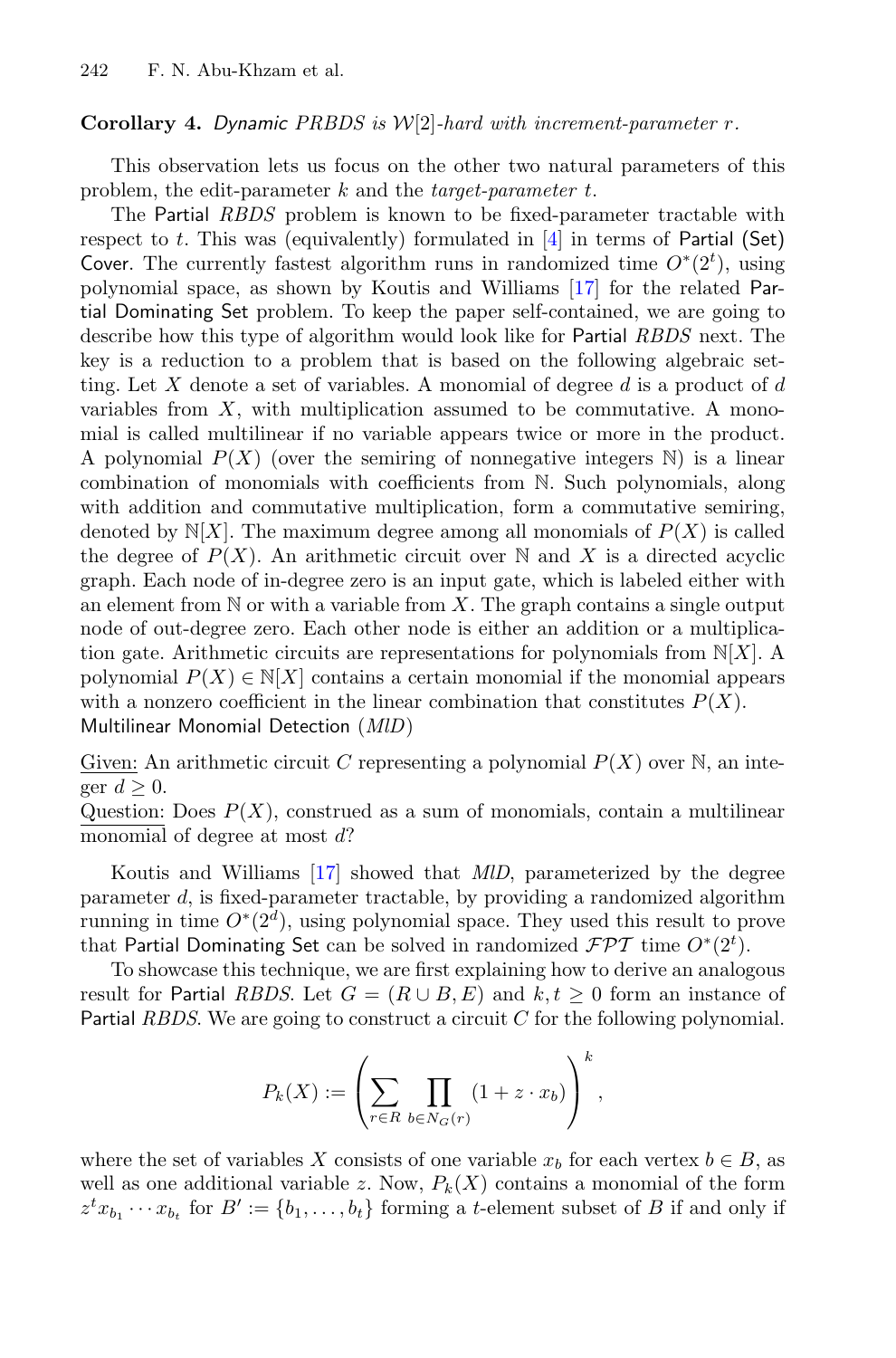**Corollary 4.** *Dynamic PRBDS is $\mathcal{W}[2]$-hard with increment-parameter $r$.*

This observation lets us focus on the other two natural parameters of this problem, the edit-parameter $k$ and the *target-parameter* $t$.

The Partial *RBDS* problem is known to be fixed-parameter tractable with respect to $t$. This was (equivalently) formulated in [4] in terms of Partial (Set) Cover. The currently fastest algorithm runs in randomized time $O^*(2^t)$, using polynomial space, as shown by Koutis and Williams [17] for the related Partial Dominating Set problem. To keep the paper self-contained, we are going to describe how this type of algorithm would look like for Partial *RBDS* next. The key is a reduction to a problem that is based on the following algebraic setting. Let $X$ denote a set of variables. A monomial of degree $d$ is a product of $d$ variables from $X$, with multiplication assumed to be commutative. A monomial is called multilinear if no variable appears twice or more in the product. A polynomial $P(X)$ (over the semiring of nonnegative integers $\mathbb{N}$) is a linear combination of monomials with coefficients from $\mathbb{N}$. Such polynomials, along with addition and commutative multiplication, form a commutative semiring, denoted by $\mathbb{N}[X]$. The maximum degree among all monomials of $P(X)$ is called the degree of $P(X)$. An arithmetic circuit over $\mathbb{N}$ and $X$ is a directed acyclic graph. Each node of in-degree zero is an input gate, which is labeled either with an element from $\mathbb{N}$ or with a variable from $X$. The graph contains a single output node of out-degree zero. Each other node is either an addition or a multiplication gate. Arithmetic circuits are representations for polynomials from $\mathbb{N}[X]$. A polynomial $P(X) \in \mathbb{N}[X]$ contains a certain monomial if the monomial appears with a nonzero coefficient in the linear combination that constitutes $P(X)$.

Multilinear Monomial Detection (*MlD*)

Given: An arithmetic circuit $C$ representing a polynomial $P(X)$ over $\mathbb{N}$, an integer $d \geq 0$.
Question: Does $P(X)$, construed as a sum of monomials, contain a multilinear monomial of degree at most $d$?

Koutis and Williams [17] showed that *MlD*, parameterized by the degree parameter $d$, is fixed-parameter tractable, by providing a randomized algorithm running in time $O^*(2^d)$, using polynomial space. They used this result to prove that Partial Dominating Set can be solved in randomized $\mathcal{FPT}$ time $O^*(2^t)$.

To showcase this technique, we are first explaining how to derive an analogous result for Partial *RBDS*. Let $G = (R \cup B, E)$ and $k, t \geq 0$ form an instance of Partial *RBDS*. We are going to construct a circuit $C$ for the following polynomial.

$$P_k(X) := \left( \sum_{r \in R} \prod_{b \in N_G(r)} (1 + z \cdot x_b) \right)^k,$$

where the set of variables $X$ consists of one variable $x_b$ for each vertex $b \in B$, as well as one additional variable $z$. Now, $P_k(X)$ contains a monomial of the form $z^t x_{b_1} \cdots x_{b_t}$ for $B' := \{b_1, \ldots, b_t\}$ forming a $t$-element subset of $B$ if and only if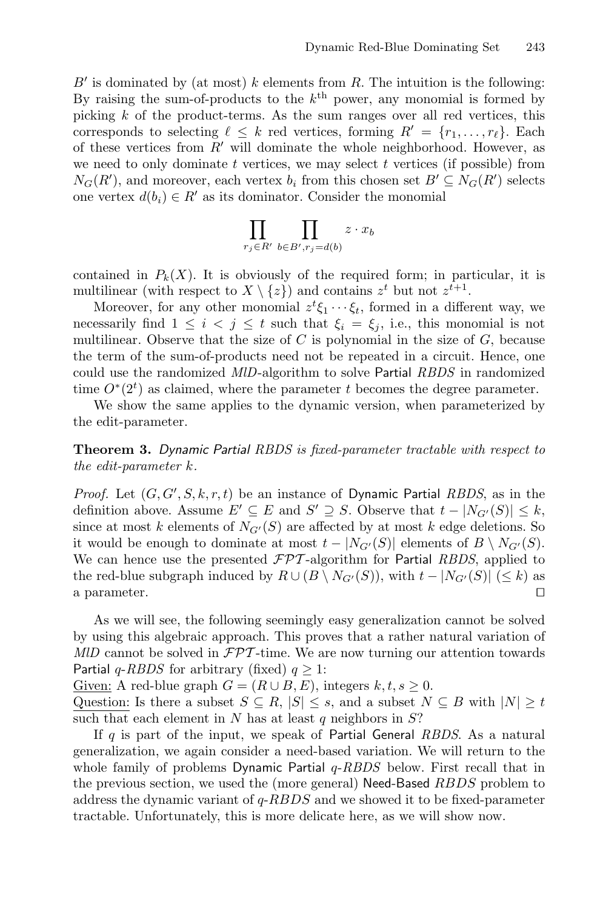$B'$ is dominated by (at most) $k$ elements from $R$. The intuition is the following: By raising the sum-of-products to the $k^{\text{th}}$ power, any monomial is formed by picking $k$ of the product-terms. As the sum ranges over all red vertices, this corresponds to selecting $\ell \leq k$ red vertices, forming $R' = \{r_1, \ldots, r_\ell\}$. Each of these vertices from $R'$ will dominate the whole neighborhood. However, as we need to only dominate $t$ vertices, we may select $t$ vertices (if possible) from $N_G(R')$, and moreover, each vertex $b_i$ from this chosen set $B' \subseteq N_G(R')$ selects one vertex $d(b_i) \in R'$ as its dominator. Consider the monomial

$$\prod_{r_j \in R'} \prod_{b \in B', r_j = d(b)} z \cdot x_b$$

contained in $P_k(X)$. It is obviously of the required form; in particular, it is multilinear (with respect to $X \setminus \{z\}$) and contains $z^t$ but not $z^{t+1}$.

Moreover, for any other monomial $z^t \xi_1 \cdots \xi_t$, formed in a different way, we necessarily find $1 \leq i < j \leq t$ such that $\xi_i = \xi_j$, i.e., this monomial is not multilinear. Observe that the size of $C$ is polynomial in the size of $G$, because the term of the sum-of-products need not be repeated in a circuit. Hence, one could use the randomized *MlD*-algorithm to solve Partial *RBDS* in randomized time $O^*(2^t)$ as claimed, where the parameter $t$ becomes the degree parameter.

We show the same applies to the dynamic version, when parameterized by the edit-parameter.

**Theorem 3.** *Dynamic Partial RBDS is fixed-parameter tractable with respect to the edit-parameter $k$.*

*Proof.* Let $(G, G', S, k, r, t)$ be an instance of Dynamic Partial *RBDS*, as in the definition above. Assume $E' \subseteq E$ and $S' \supseteq S$. Observe that $t - |N_{G'}(S)| \leq k$, since at most $k$ elements of $N_{G'}(S)$ are affected by at most $k$ edge deletions. So it would be enough to dominate at most $t - |N_{G'}(S)|$ elements of $B \setminus N_{G'}(S)$. We can hence use the presented $\mathcal{FPT}$-algorithm for Partial *RBDS*, applied to the red-blue subgraph induced by $R \cup (B \setminus N_{G'}(S))$, with $t - |N_{G'}(S)|$ $(\leq k)$ as a parameter. $\square$

As we will see, the following seemingly easy generalization cannot be solved by using this algebraic approach. This proves that a rather natural variation of *MlD* cannot be solved in $\mathcal{FPT}$-time. We are now turning our attention towards Partial $q$-*RBDS* for arbitrary (fixed) $q \geq 1$:

Given: A red-blue graph $G = (R \cup B, E)$, integers $k, t, s \geq 0$.
Question: Is there a subset $S \subseteq R$, $|S| \leq s$, and a subset $N \subseteq B$ with $|N| \geq t$ such that each element in $N$ has at least $q$ neighbors in $S$?

If $q$ is part of the input, we speak of Partial General *RBDS*. As a natural generalization, we again consider a need-based variation. We will return to the whole family of problems Dynamic Partial $q$-*RBDS* below. First recall that in the previous section, we used the (more general) Need-Based *RBDS* problem to address the dynamic variant of $q$-*RBDS* and we showed it to be fixed-parameter tractable. Unfortunately, this is more delicate here, as we will show now.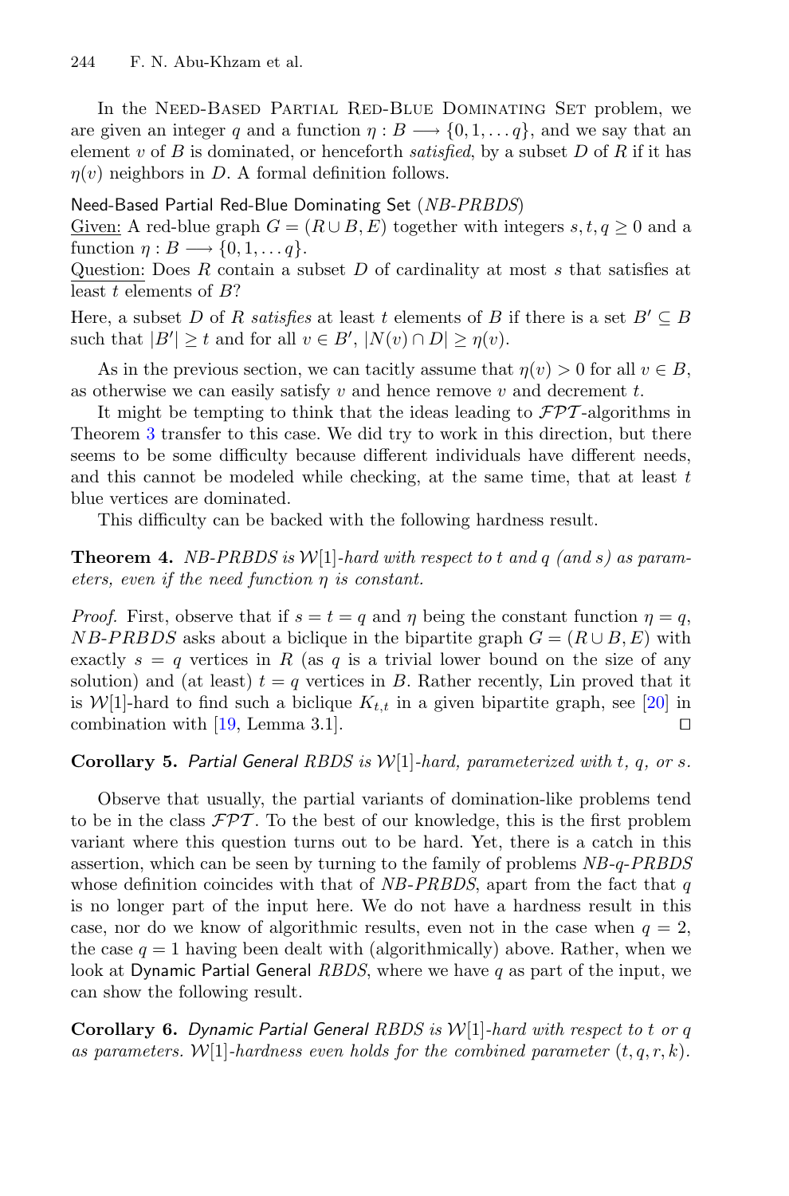In the Need-Based Partial Red-Blue Dominating Set problem, we are given an integer $q$ and a function $\eta : B \longrightarrow \{0, 1, \ldots q\}$, and we say that an element $v$ of $B$ is dominated, or henceforth *satisfied*, by a subset $D$ of $R$ if it has $\eta(v)$ neighbors in $D$. A formal definition follows.

Need-Based Partial Red-Blue Dominating Set (*NB-PRBDS*)
Given: A red-blue graph $G = (R \cup B, E)$ together with integers $s, t, q \geq 0$ and a function $\eta : B \longrightarrow \{0, 1, \ldots q\}$.
Question: Does $R$ contain a subset $D$ of cardinality at most $s$ that satisfies at least $t$ elements of $B$?

Here, a subset $D$ of $R$ *satisfies* at least $t$ elements of $B$ if there is a set $B' \subseteq B$ such that $|B'| \geq t$ and for all $v \in B'$, $|N(v) \cap D| \geq \eta(v)$.

As in the previous section, we can tacitly assume that $\eta(v) > 0$ for all $v \in B$, as otherwise we can easily satisfy $v$ and hence remove $v$ and decrement $t$.

It might be tempting to think that the ideas leading to $\mathcal{FPT}$-algorithms in Theorem 3 transfer to this case. We did try to work in this direction, but there seems to be some difficulty because different individuals have different needs, and this cannot be modeled while checking, at the same time, that at least $t$ blue vertices are dominated.

This difficulty can be backed with the following hardness result.

**Theorem 4.** *NB-PRBDS is $\mathcal{W}[1]$-hard with respect to $t$ and $q$ (and $s$) as parameters, even if the need function $\eta$ is constant.*

*Proof.* First, observe that if $s = t = q$ and $\eta$ being the constant function $\eta = q$, *NB-PRBDS* asks about a biclique in the bipartite graph $G = (R \cup B, E)$ with exactly $s = q$ vertices in $R$ (as $q$ is a trivial lower bound on the size of any solution) and (at least) $t = q$ vertices in $B$. Rather recently, Lin proved that it is $\mathcal{W}[1]$-hard to find such a biclique $K_{t,t}$ in a given bipartite graph, see [20] in combination with [19, Lemma 3.1]. ◻

**Corollary 5.** *Partial General RBDS is $\mathcal{W}[1]$-hard, parameterized with $t$, $q$, or $s$.*

Observe that usually, the partial variants of domination-like problems tend to be in the class $\mathcal{FPT}$. To the best of our knowledge, this is the first problem variant where this question turns out to be hard. Yet, there is a catch in this assertion, which can be seen by turning to the family of problems *NB-q-PRBDS* whose definition coincides with that of *NB-PRBDS*, apart from the fact that $q$ is no longer part of the input here. We do not have a hardness result in this case, nor do we know of algorithmic results, even not in the case when $q = 2$, the case $q = 1$ having been dealt with (algorithmically) above. Rather, when we look at Dynamic Partial General *RBDS*, where we have $q$ as part of the input, we can show the following result.

**Corollary 6.** *Dynamic Partial General RBDS is $\mathcal{W}[1]$-hard with respect to $t$ or $q$ as parameters. $\mathcal{W}[1]$-hardness even holds for the combined parameter $(t, q, r, k)$.*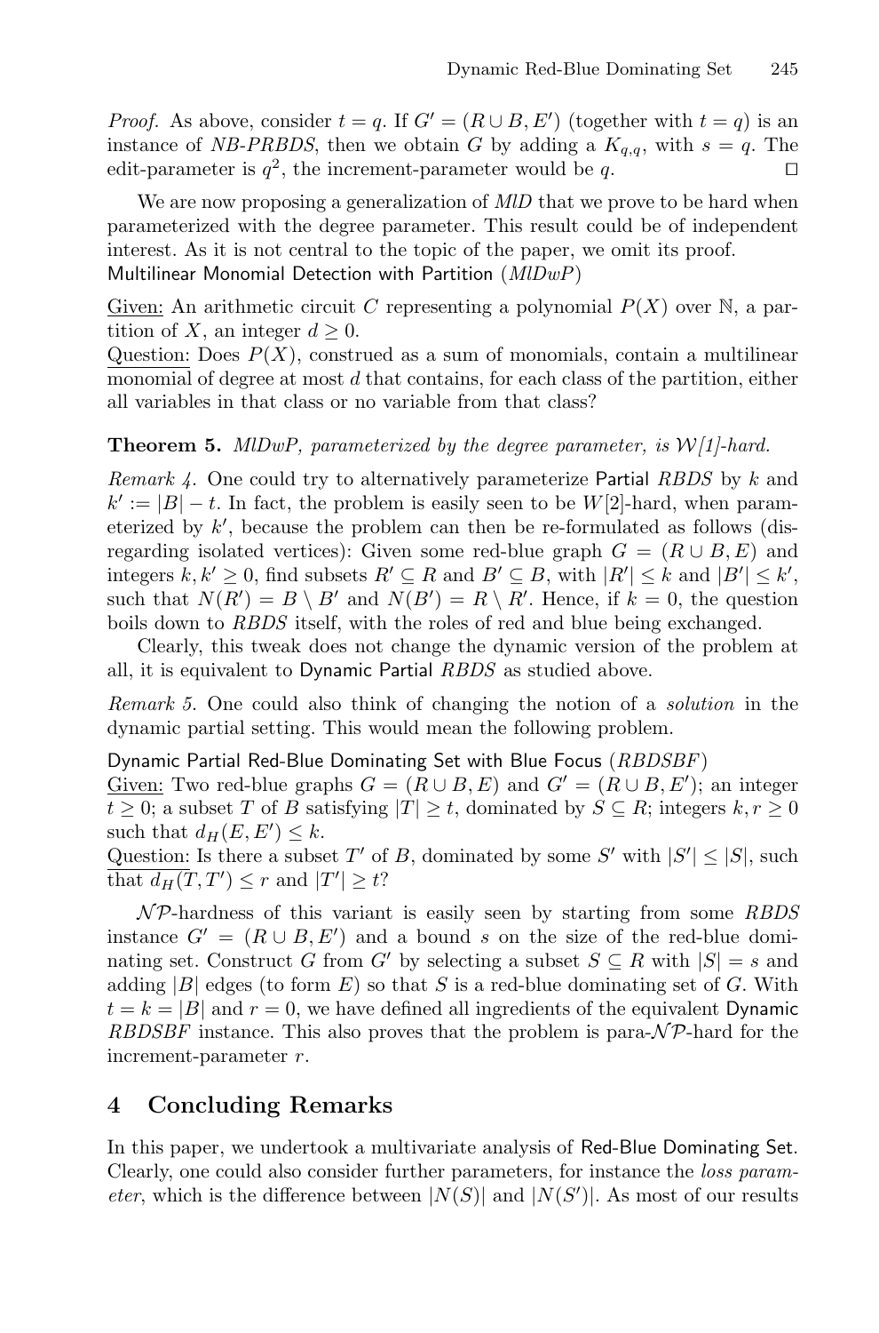*Proof.* As above, consider $t = q$. If $G' = (R \cup B, E')$ (together with $t = q$) is an instance of *NB-PRBDS*, then we obtain $G$ by adding a $K_{q,q}$, with $s = q$. The edit-parameter is $q^2$, the increment-parameter would be $q$. ◻

We are now proposing a generalization of *MlD* that we prove to be hard when parameterized with the degree parameter. This result could be of independent interest. As it is not central to the topic of the paper, we omit its proof.

Multilinear Monomial Detection with Partition (*MlDwP*)

Given: An arithmetic circuit $C$ representing a polynomial $P(X)$ over $\mathbb{N}$, a partition of $X$, an integer $d \geq 0$.

Question: Does $P(X)$, construed as a sum of monomials, contain a multilinear monomial of degree at most $d$ that contains, for each class of the partition, either all variables in that class or no variable from that class?

**Theorem 5.** *MlDwP, parameterized by the degree parameter, is $\mathcal{W}$[1]-hard.*

*Remark 4.* One could try to alternatively parameterize Partial *RBDS* by $k$ and $k' := |B| - t$. In fact, the problem is easily seen to be $W[2]$-hard, when parameterized by $k'$, because the problem can then be re-formulated as follows (disregarding isolated vertices): Given some red-blue graph $G = (R \cup B, E)$ and integers $k, k' \geq 0$, find subsets $R' \subseteq R$ and $B' \subseteq B$, with $|R'| \leq k$ and $|B'| \leq k'$, such that $N(R') = B \setminus B'$ and $N(B') = R \setminus R'$. Hence, if $k = 0$, the question boils down to *RBDS* itself, with the roles of red and blue being exchanged.

Clearly, this tweak does not change the dynamic version of the problem at all, it is equivalent to Dynamic Partial *RBDS* as studied above.

*Remark 5.* One could also think of changing the notion of a *solution* in the dynamic partial setting. This would mean the following problem.

Dynamic Partial Red-Blue Dominating Set with Blue Focus (*RBDSBF*)

Given: Two red-blue graphs $G = (R \cup B, E)$ and $G' = (R \cup B, E')$; an integer $t \geq 0$; a subset $T$ of $B$ satisfying $|T| \geq t$, dominated by $S \subseteq R$; integers $k, r \geq 0$ such that $d_H(E, E') \leq k$.

Question: Is there a subset $T'$ of $B$, dominated by some $S'$ with $|S'| \leq |S|$, such that $d_H(T, T') \leq r$ and $|T'| \geq t$?

$\mathcal{NP}$-hardness of this variant is easily seen by starting from some *RBDS* instance $G' = (R \cup B, E')$ and a bound $s$ on the size of the red-blue dominating set. Construct $G$ from $G'$ by selecting a subset $S \subseteq R$ with $|S| = s$ and adding $|B|$ edges (to form $E$) so that $S$ is a red-blue dominating set of $G$. With $t = k = |B|$ and $r = 0$, we have defined all ingredients of the equivalent Dynamic *RBDSBF* instance. This also proves that the problem is para-$\mathcal{NP}$-hard for the increment-parameter $r$.

## 4 Concluding Remarks

In this paper, we undertook a multivariate analysis of Red-Blue Dominating Set. Clearly, one could also consider further parameters, for instance the *loss parameter*, which is the difference between $|N(S)|$ and $|N(S')|$. As most of our results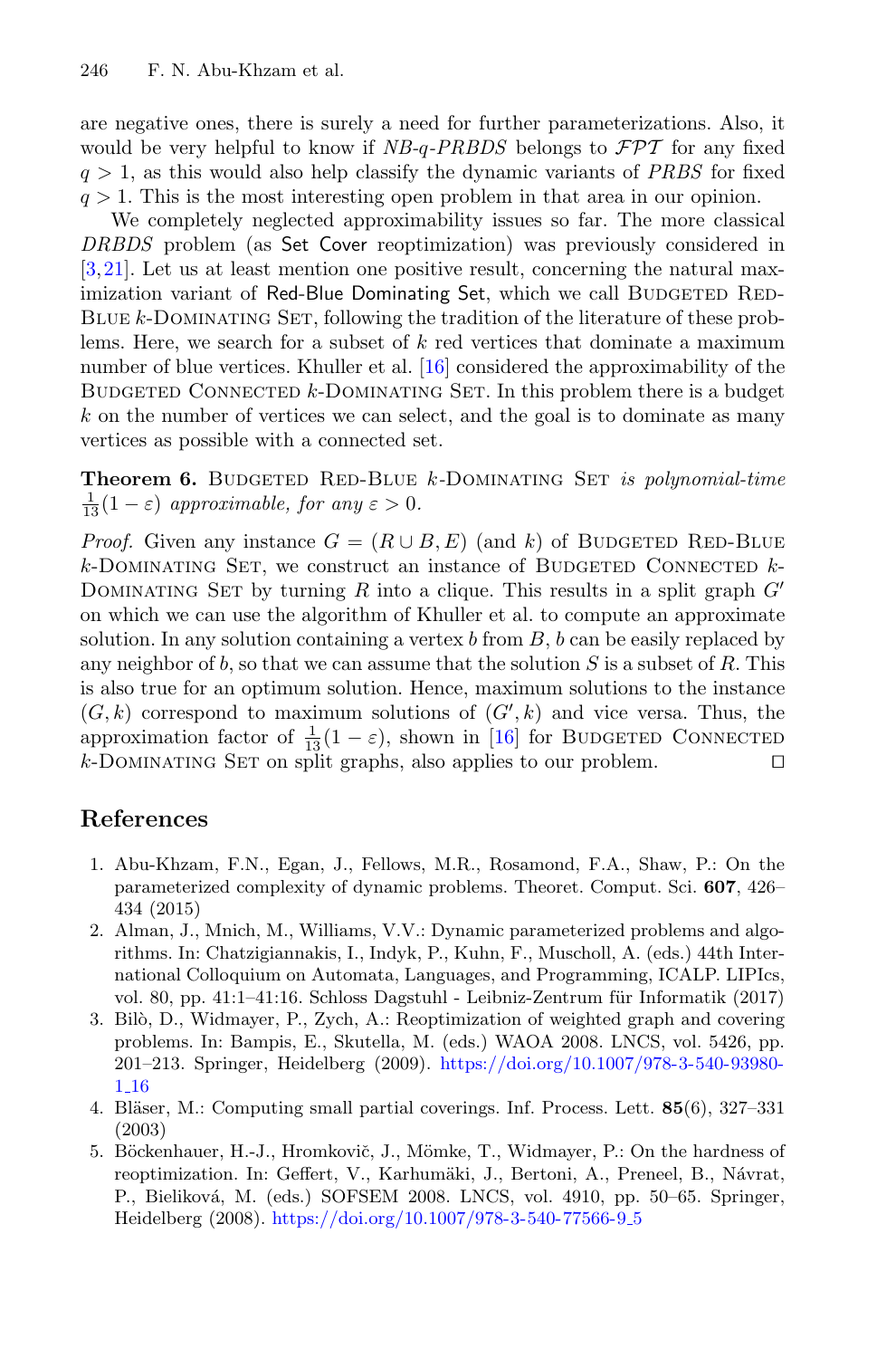are negative ones, there is surely a need for further parameterizations. Also, it would be very helpful to know if *NB-q-PRBDS* belongs to $\mathcal{FPT}$ for any fixed $q > 1$, as this would also help classify the dynamic variants of *PRBS* for fixed $q > 1$. This is the most interesting open problem in that area in our opinion.

We completely neglected approximability issues so far. The more classical *DRBDS* problem (as Set Cover reoptimization) was previously considered in [3,21]. Let us at least mention one positive result, concerning the natural maximization variant of Red-Blue Dominating Set, which we call Budgeted Red-Blue $k$-Dominating Set, following the tradition of the literature of these problems. Here, we search for a subset of $k$ red vertices that dominate a maximum number of blue vertices. Khuller et al. [16] considered the approximability of the Budgeted Connected $k$-Dominating Set. In this problem there is a budget $k$ on the number of vertices we can select, and the goal is to dominate as many vertices as possible with a connected set.

**Theorem 6.** Budgeted Red-Blue $k$-Dominating Set *is polynomial-time* $\frac{1}{13}(1-\varepsilon)$ *approximable, for any* $\varepsilon > 0$.

*Proof.* Given any instance $G = (R \cup B, E)$ (and $k$) of Budgeted Red-Blue $k$-Dominating Set, we construct an instance of Budgeted Connected $k$-Dominating Set by turning $R$ into a clique. This results in a split graph $G'$ on which we can use the algorithm of Khuller et al. to compute an approximate solution. In any solution containing a vertex $b$ from $B$, $b$ can be easily replaced by any neighbor of $b$, so that we can assume that the solution $S$ is a subset of $R$. This is also true for an optimum solution. Hence, maximum solutions to the instance $(G, k)$ correspond to maximum solutions of $(G', k)$ and vice versa. Thus, the approximation factor of $\frac{1}{13}(1-\varepsilon)$, shown in [16] for Budgeted Connected $k$-Dominating Set on split graphs, also applies to our problem. ◻

## References

1. Abu-Khzam, F.N., Egan, J., Fellows, M.R., Rosamond, F.A., Shaw, P.: On the parameterized complexity of dynamic problems. Theoret. Comput. Sci. **607**, 426–434 (2015)
2. Alman, J., Mnich, M., Williams, V.V.: Dynamic parameterized problems and algorithms. In: Chatzigiannakis, I., Indyk, P., Kuhn, F., Muscholl, A. (eds.) 44th International Colloquium on Automata, Languages, and Programming, ICALP. LIPIcs, vol. 80, pp. 41:1–41:16. Schloss Dagstuhl - Leibniz-Zentrum für Informatik (2017)
3. Bilò, D., Widmayer, P., Zych, A.: Reoptimization of weighted graph and covering problems. In: Bampis, E., Skutella, M. (eds.) WAOA 2008. LNCS, vol. 5426, pp. 201–213. Springer, Heidelberg (2009). https://doi.org/10.1007/978-3-540-93980-1_16
4. Bläser, M.: Computing small partial coverings. Inf. Process. Lett. **85**(6), 327–331 (2003)
5. Böckenhauer, H.-J., Hromkovič, J., Mömke, T., Widmayer, P.: On the hardness of reoptimization. In: Geffert, V., Karhumäki, J., Bertoni, A., Preneel, B., Návrat, P., Bieliková, M. (eds.) SOFSEM 2008. LNCS, vol. 4910, pp. 50–65. Springer, Heidelberg (2008). https://doi.org/10.1007/978-3-540-77566-9_5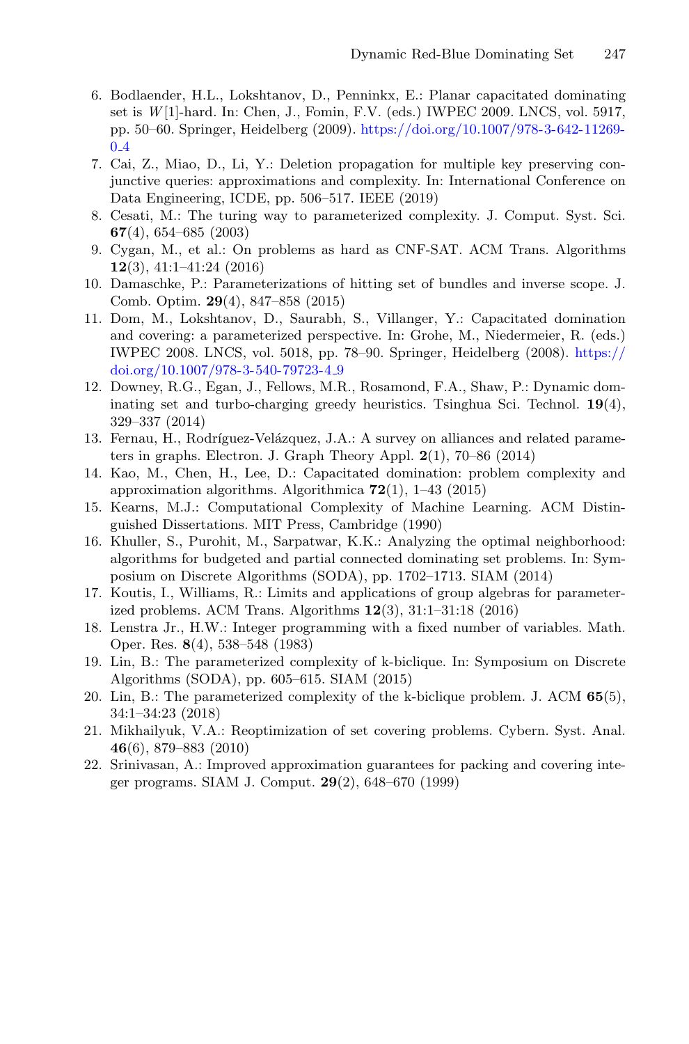6. Bodlaender, H.L., Lokshtanov, D., Penninkx, E.: Planar capacitated dominating set is $W[1]$-hard. In: Chen, J., Fomin, F.V. (eds.) IWPEC 2009. LNCS, vol. 5917, pp. 50–60. Springer, Heidelberg (2009). https://doi.org/10.1007/978-3-642-11269-0_4
7. Cai, Z., Miao, D., Li, Y.: Deletion propagation for multiple key preserving conjunctive queries: approximations and complexity. In: International Conference on Data Engineering, ICDE, pp. 506–517. IEEE (2019)
8. Cesati, M.: The turing way to parameterized complexity. J. Comput. Syst. Sci. **67**(4), 654–685 (2003)
9. Cygan, M., et al.: On problems as hard as CNF-SAT. ACM Trans. Algorithms **12**(3), 41:1–41:24 (2016)
10. Damaschke, P.: Parameterizations of hitting set of bundles and inverse scope. J. Comb. Optim. **29**(4), 847–858 (2015)
11. Dom, M., Lokshtanov, D., Saurabh, S., Villanger, Y.: Capacitated domination and covering: a parameterized perspective. In: Grohe, M., Niedermeier, R. (eds.) IWPEC 2008. LNCS, vol. 5018, pp. 78–90. Springer, Heidelberg (2008). https://doi.org/10.1007/978-3-540-79723-4_9
12. Downey, R.G., Egan, J., Fellows, M.R., Rosamond, F.A., Shaw, P.: Dynamic dominating set and turbo-charging greedy heuristics. Tsinghua Sci. Technol. **19**(4), 329–337 (2014)
13. Fernau, H., Rodríguez-Velázquez, J.A.: A survey on alliances and related parameters in graphs. Electron. J. Graph Theory Appl. **2**(1), 70–86 (2014)
14. Kao, M., Chen, H., Lee, D.: Capacitated domination: problem complexity and approximation algorithms. Algorithmica **72**(1), 1–43 (2015)
15. Kearns, M.J.: Computational Complexity of Machine Learning. ACM Distinguished Dissertations. MIT Press, Cambridge (1990)
16. Khuller, S., Purohit, M., Sarpatwar, K.K.: Analyzing the optimal neighborhood: algorithms for budgeted and partial connected dominating set problems. In: Symposium on Discrete Algorithms (SODA), pp. 1702–1713. SIAM (2014)
17. Koutis, I., Williams, R.: Limits and applications of group algebras for parameterized problems. ACM Trans. Algorithms **12**(3), 31:1–31:18 (2016)
18. Lenstra Jr., H.W.: Integer programming with a fixed number of variables. Math. Oper. Res. **8**(4), 538–548 (1983)
19. Lin, B.: The parameterized complexity of k-biclique. In: Symposium on Discrete Algorithms (SODA), pp. 605–615. SIAM (2015)
20. Lin, B.: The parameterized complexity of the k-biclique problem. J. ACM **65**(5), 34:1–34:23 (2018)
21. Mikhailyuk, V.A.: Reoptimization of set covering problems. Cybern. Syst. Anal. **46**(6), 879–883 (2010)
22. Srinivasan, A.: Improved approximation guarantees for packing and covering integer programs. SIAM J. Comput. **29**(2), 648–670 (1999)